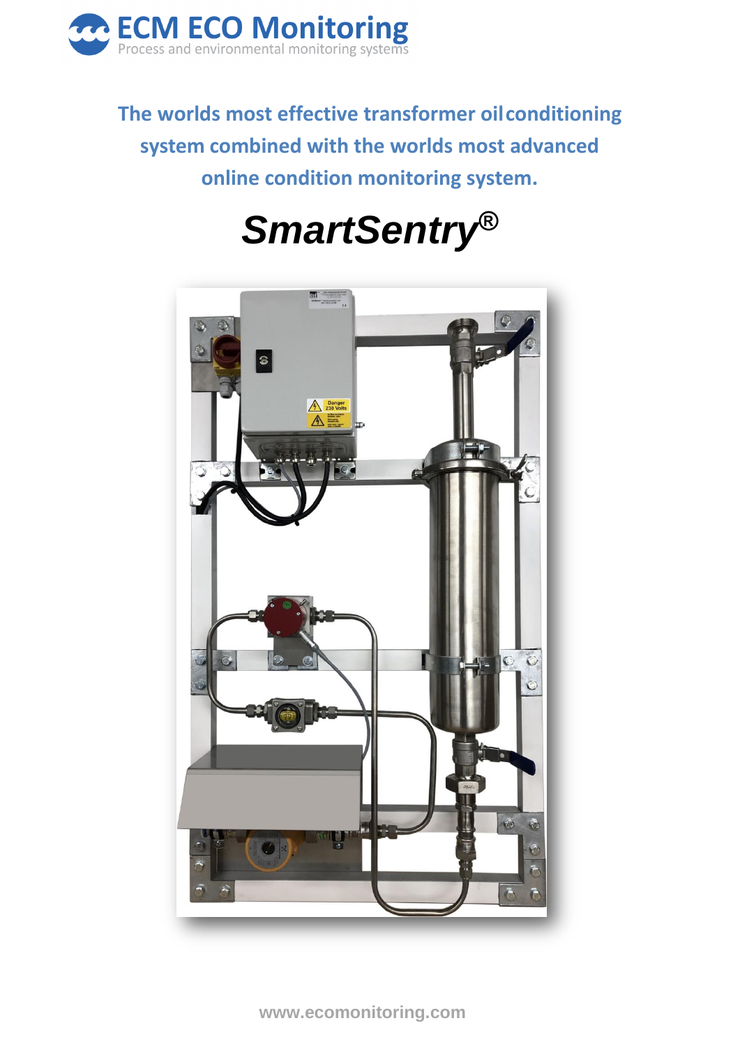# ECM ECO Monitoring

Process and environmental monitoring systems

## The worlds most effective transformer oil conditioning system combined with the worlds most advanced online condition monitoring system.

# *SmartSentry®*

www.ecomonitoring.com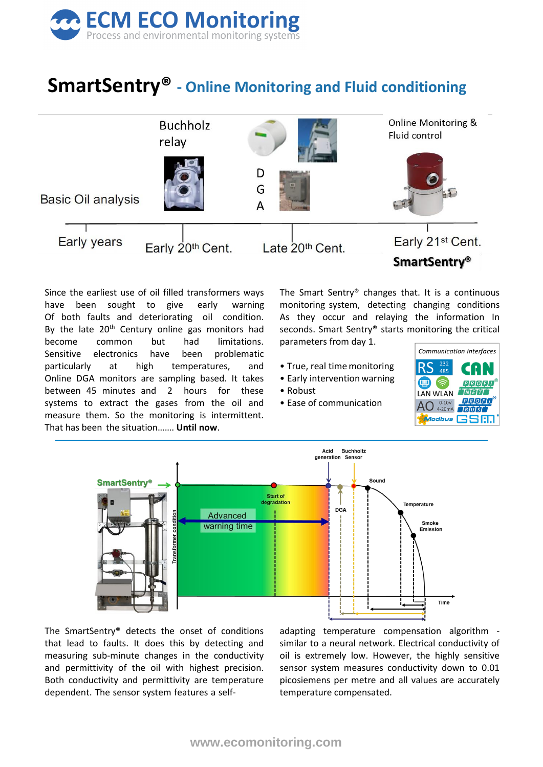# SmartSentry® - Online Monitoring and Fluid conditioning

Basic Oil analysis

Buchholz relay

DGA

Online Monitoring & Fluid control

Early years

Early 20th Cent.

Late 20th Cent.

Early 21st Cent.

**SmartSentry®**

Since the earliest use of oil filled transformers ways have been sought to give early warning Of both faults and deteriorating oil condition. By the late 20th Century online gas monitors had become common but had limitations. Sensitive electronics have been problematic particularly at high temperatures, and Online DGA monitors are sampling based. It takes between 45 minutes and 2 hours for these systems to extract the gases from the oil and measure them. So the monitoring is intermittent. That has been the situation……. **Until now**.

The Smart Sentry® changes that. It is a continuous monitoring system, detecting changing conditions As they occur and relaying the information In seconds. Smart Sentry® starts monitoring the critical parameters from day 1.

- True, real time monitoring
- Early intervention warning
- Robust
- Ease of communication

*Communication interfaces*

RS 232 485

CAN

LAN WLAN

PROFINET

AO 0-10V 4-20mA

PROFIBUS

Modbus

GSM

SmartSentry®

Transformer condition

Advanced warning time

Start of degradation

Acid generation

Buchholtz Sensor

DGA

Sound

Temperature

Smoke Emission

Time

The SmartSentry® detects the onset of conditions that lead to faults. It does this by detecting and measuring sub-minute changes in the conductivity and permittivity of the oil with highest precision. Both conductivity and permittivity are temperature dependent. The sensor system features a self-adapting temperature compensation algorithm - similar to a neural network. Electrical conductivity of oil is extremely low. However, the highly sensitive sensor system measures conductivity down to 0.01 picosiemens per metre and all values are accurately temperature compensated.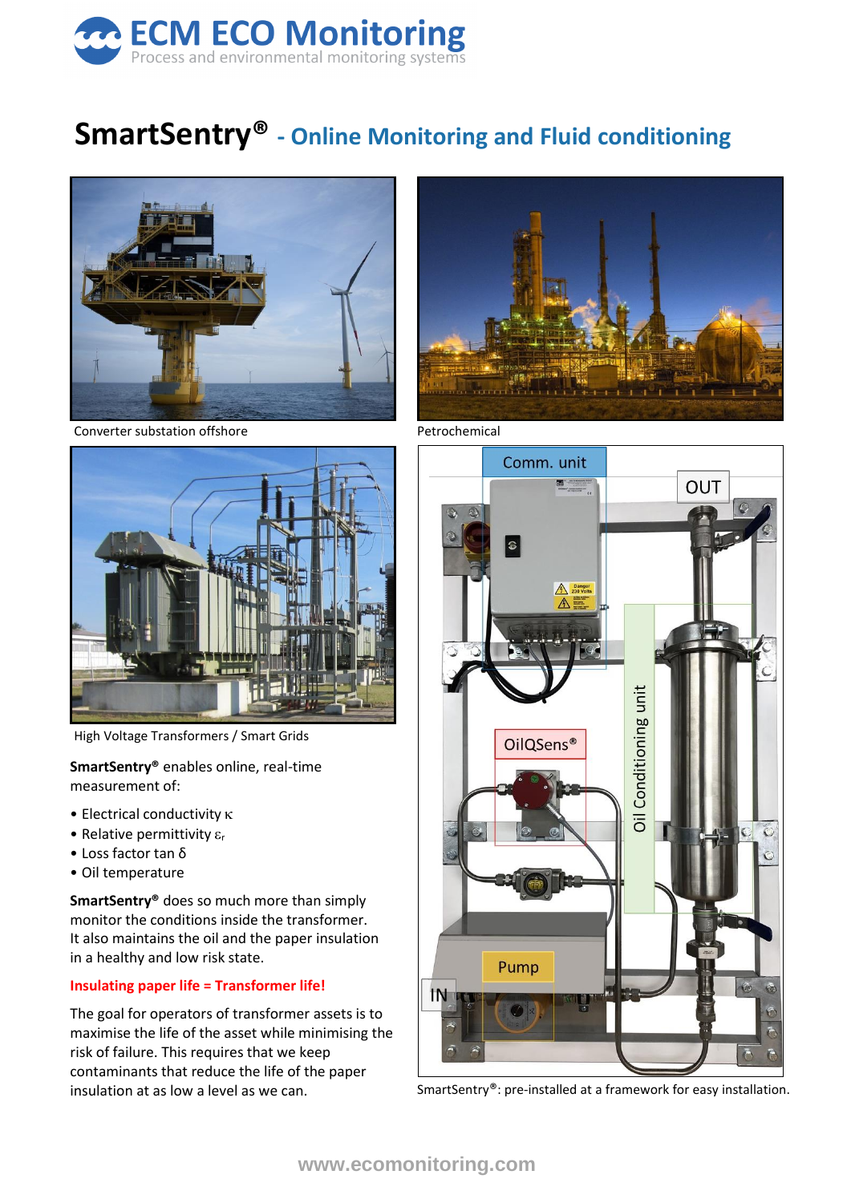# SmartSentry® - Online Monitoring and Fluid conditioning

Converter substation offshore

Petrochemical

High Voltage Transformers / Smart Grids

**SmartSentry®** enables online, real-time measurement of:

- Electrical conductivity $\kappa$
- Relative permittivity $\varepsilon_r$
- Loss factor tan $\delta$
- Oil temperature

**SmartSentry®** does so much more than simply monitor the conditions inside the transformer. It also maintains the oil and the paper insulation in a healthy and low risk state.

**Insulating paper life = Transformer life!**

The goal for operators of transformer assets is to maximise the life of the asset while minimising the risk of failure. This requires that we keep contaminants that reduce the life of the paper insulation at as low a level as we can.

Comm. unit

OUT

OilQSens®

Oil Conditioning unit

Pump

IN

SmartSentry®: pre-installed at a framework for easy installation.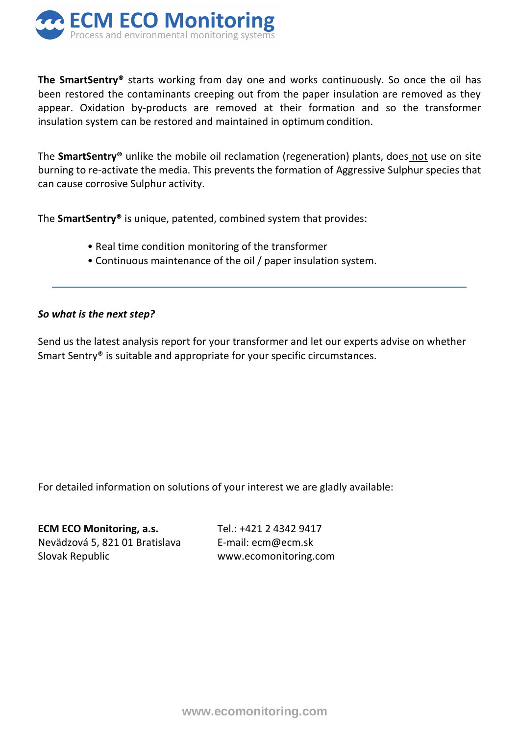**The SmartSentry®** starts working from day one and works continuously. So once the oil has been restored the contaminants creeping out from the paper insulation are removed as they appear. Oxidation by-products are removed at their formation and so the transformer insulation system can be restored and maintained in optimum condition.

The **SmartSentry®** unlike the mobile oil reclamation (regeneration) plants, does not use on site burning to re-activate the media. This prevents the formation of Aggressive Sulphur species that can cause corrosive Sulphur activity.

The **SmartSentry®** is unique, patented, combined system that provides:

- Real time condition monitoring of the transformer
- Continuous maintenance of the oil / paper insulation system.

---

***So what is the next step?***

Send us the latest analysis report for your transformer and let our experts advise on whether Smart Sentry® is suitable and appropriate for your specific circumstances.

For detailed information on solutions of your interest we are gladly available:

**ECM ECO Monitoring, a.s.**
Nevädzová 5, 821 01 Bratislava
Slovak Republic

Tel.: +421 2 4342 9417
E-mail: ecm@ecm.sk
www.ecomonitoring.com